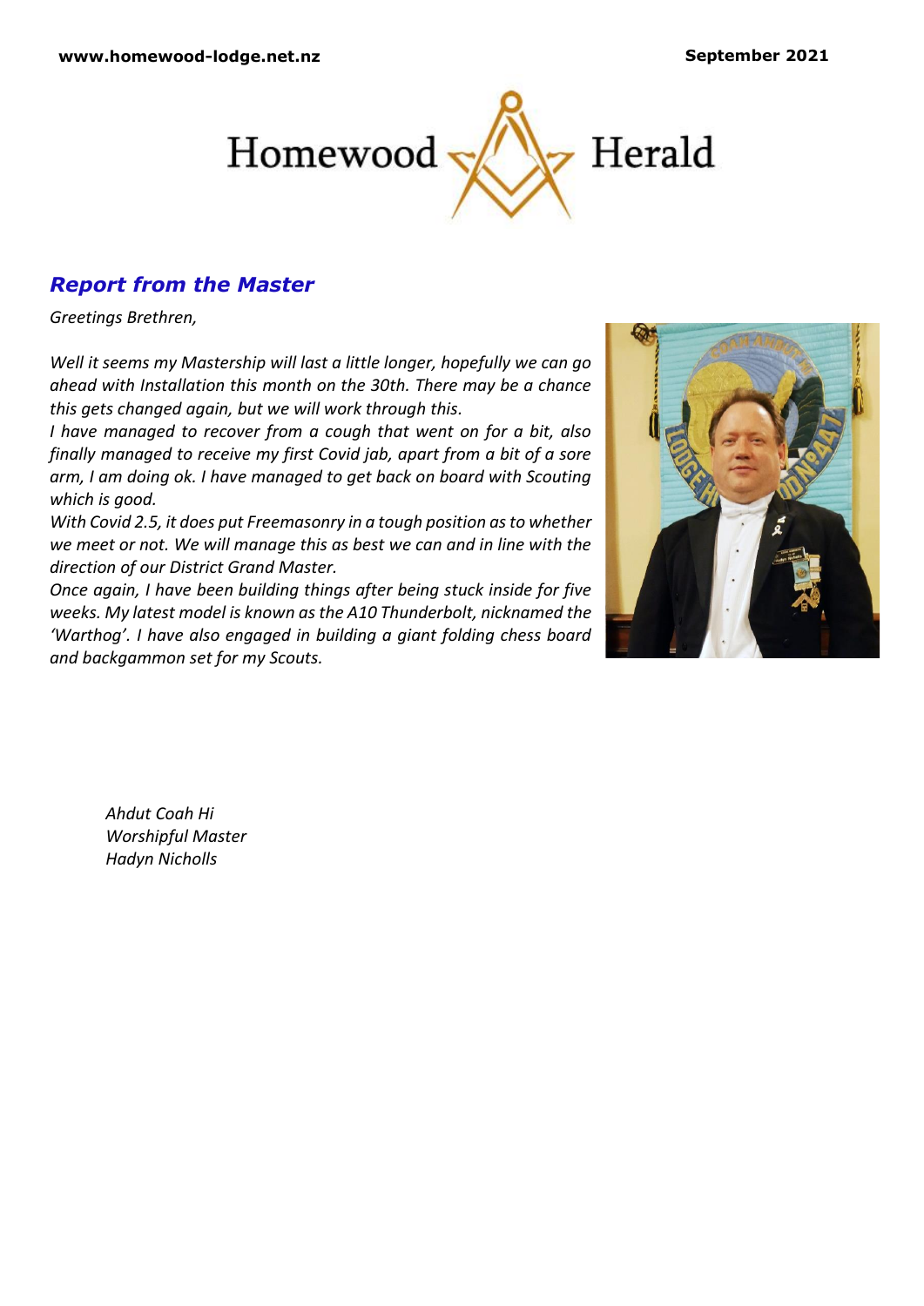# Homewood Herald

## *Report from the Master*

*Greetings Brethren,*

*Well it seems my Mastership will last a little longer, hopefully we can go ahead with Installation this month on the 30th. There may be a chance this gets changed again, but we will work through this.*

*I have managed to recover from a cough that went on for a bit, also finally managed to receive my first Covid jab, apart from a bit of a sore arm, I am doing ok. I have managed to get back on board with Scouting which is good.*

*With Covid 2.5, it does put Freemasonry in a tough position as to whether we meet or not. We will manage this as best we can and in line with the direction of our District Grand Master.*

*Once again, I have been building things after being stuck inside for five weeks. My latest model is known as the A10 Thunderbolt, nicknamed the 'Warthog'. I have also engaged in building a giant folding chess board and backgammon set for my Scouts.*

*Ahdut Coah Hi*
*Worshipful Master*
*Hadyn Nicholls*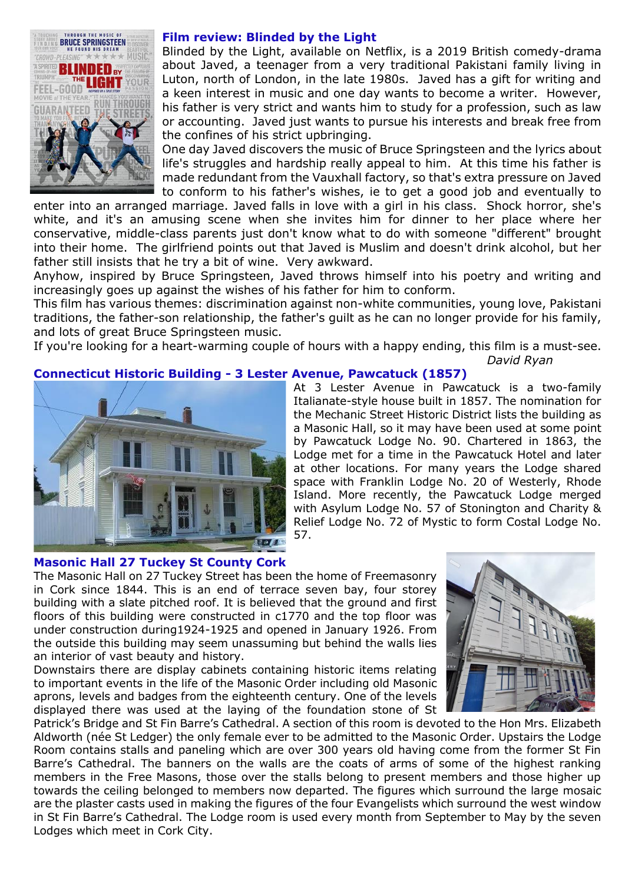## Film review: Blinded by the Light

Blinded by the Light, available on Netflix, is a 2019 British comedy-drama about Javed, a teenager from a very traditional Pakistani family living in Luton, north of London, in the late 1980s. Javed has a gift for writing and a keen interest in music and one day wants to become a writer. However, his father is very strict and wants him to study for a profession, such as law or accounting. Javed just wants to pursue his interests and break free from the confines of his strict upbringing.

One day Javed discovers the music of Bruce Springsteen and the lyrics about life's struggles and hardship really appeal to him. At this time his father is made redundant from the Vauxhall factory, so that's extra pressure on Javed to conform to his father's wishes, ie to get a good job and eventually to enter into an arranged marriage. Javed falls in love with a girl in his class. Shock horror, she's white, and it's an amusing scene when she invites him for dinner to her place where her conservative, middle-class parents just don't know what to do with someone "different" brought into their home. The girlfriend points out that Javed is Muslim and doesn't drink alcohol, but her father still insists that he try a bit of wine. Very awkward.

Anyhow, inspired by Bruce Springsteen, Javed throws himself into his poetry and writing and increasingly goes up against the wishes of his father for him to conform.

This film has various themes: discrimination against non-white communities, young love, Pakistani traditions, the father-son relationship, the father's guilt as he can no longer provide for his family, and lots of great Bruce Springsteen music.

If you're looking for a heart-warming couple of hours with a happy ending, this film is a must-see.

*David Ryan*

## Connecticut Historic Building - 3 Lester Avenue, Pawcatuck (1857)

At 3 Lester Avenue in Pawcatuck is a two-family Italianate-style house built in 1857. The nomination for the Mechanic Street Historic District lists the building as a Masonic Hall, so it may have been used at some point by Pawcatuck Lodge No. 90. Chartered in 1863, the Lodge met for a time in the Pawcatuck Hotel and later at other locations. For many years the Lodge shared space with Franklin Lodge No. 20 of Westerly, Rhode Island. More recently, the Pawcatuck Lodge merged with Asylum Lodge No. 57 of Stonington and Charity & Relief Lodge No. 72 of Mystic to form Costal Lodge No. 57.

## Masonic Hall 27 Tuckey St County Cork

The Masonic Hall on 27 Tuckey Street has been the home of Freemasonry in Cork since 1844. This is an end of terrace seven bay, four storey building with a slate pitched roof. It is believed that the ground and first floors of this building were constructed in c1770 and the top floor was under construction during1924-1925 and opened in January 1926. From the outside this building may seem unassuming but behind the walls lies an interior of vast beauty and history.

Downstairs there are display cabinets containing historic items relating to important events in the life of the Masonic Order including old Masonic aprons, levels and badges from the eighteenth century. One of the levels displayed there was used at the laying of the foundation stone of St Patrick's Bridge and St Fin Barre's Cathedral. A section of this room is devoted to the Hon Mrs. Elizabeth Aldworth (née St Ledger) the only female ever to be admitted to the Masonic Order. Upstairs the Lodge Room contains stalls and paneling which are over 300 years old having come from the former St Fin Barre's Cathedral. The banners on the walls are the coats of arms of some of the highest ranking members in the Free Masons, those over the stalls belong to present members and those higher up towards the ceiling belonged to members now departed. The figures which surround the large mosaic are the plaster casts used in making the figures of the four Evangelists which surround the west window in St Fin Barre's Cathedral. The Lodge room is used every month from September to May by the seven Lodges which meet in Cork City.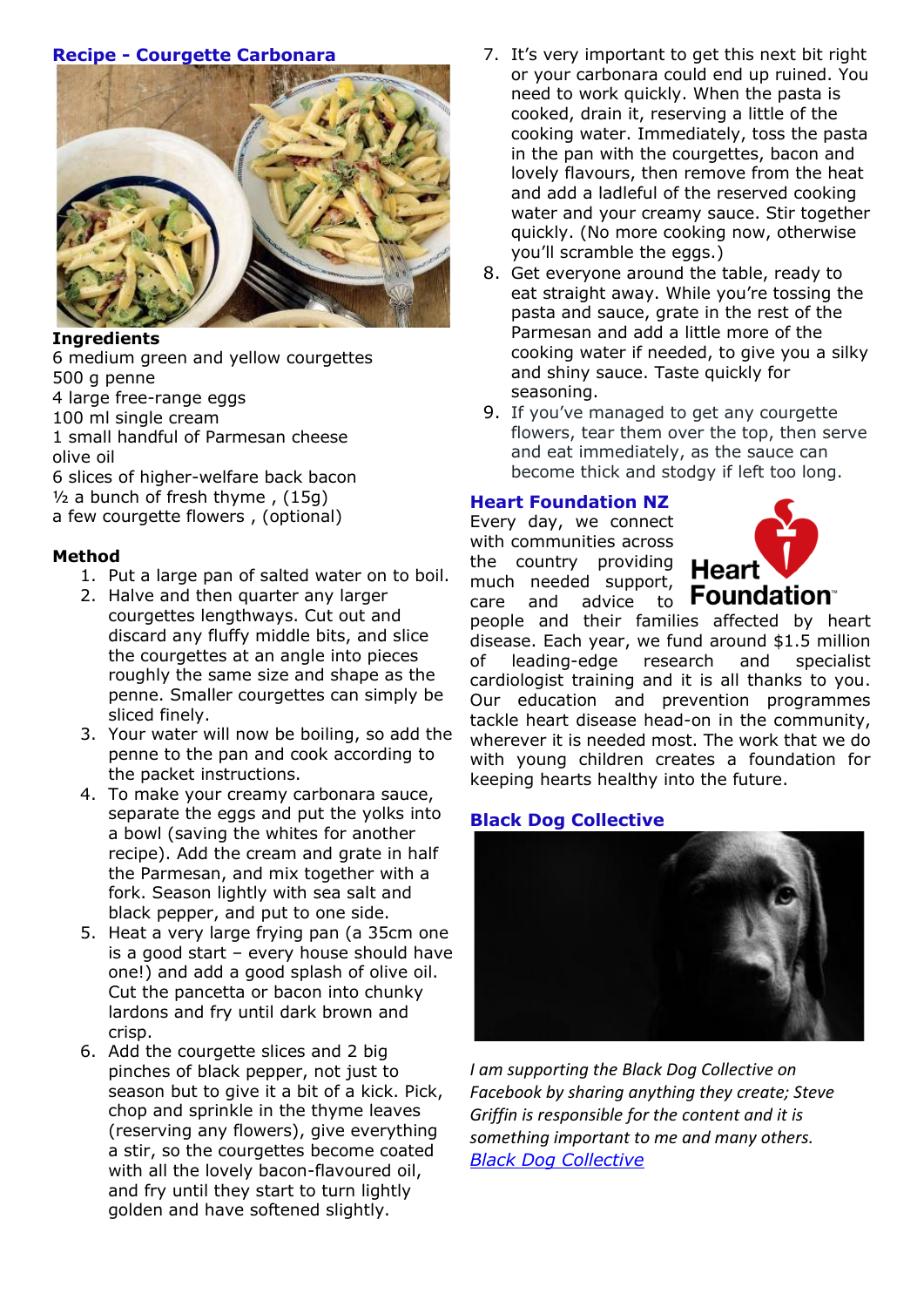## Recipe - Courgette Carbonara

**Ingredients**

6 medium green and yellow courgettes
500 g penne
4 large free-range eggs
100 ml single cream
1 small handful of Parmesan cheese
olive oil
6 slices of higher-welfare back bacon
½ a bunch of fresh thyme , (15g)
a few courgette flowers , (optional)

**Method**

1. Put a large pan of salted water on to boil.
2. Halve and then quarter any larger courgettes lengthways. Cut out and discard any fluffy middle bits, and slice the courgettes at an angle into pieces roughly the same size and shape as the penne. Smaller courgettes can simply be sliced finely.
3. Your water will now be boiling, so add the penne to the pan and cook according to the packet instructions.
4. To make your creamy carbonara sauce, separate the eggs and put the yolks into a bowl (saving the whites for another recipe). Add the cream and grate in half the Parmesan, and mix together with a fork. Season lightly with sea salt and black pepper, and put to one side.
5. Heat a very large frying pan (a 35cm one is a good start – every house should have one!) and add a good splash of olive oil. Cut the pancetta or bacon into chunky lardons and fry until dark brown and crisp.
6. Add the courgette slices and 2 big pinches of black pepper, not just to season but to give it a bit of a kick. Pick, chop and sprinkle in the thyme leaves (reserving any flowers), give everything a stir, so the courgettes become coated with all the lovely bacon-flavoured oil, and fry until they start to turn lightly golden and have softened slightly.
7. It's very important to get this next bit right or your carbonara could end up ruined. You need to work quickly. When the pasta is cooked, drain it, reserving a little of the cooking water. Immediately, toss the pasta in the pan with the courgettes, bacon and lovely flavours, then remove from the heat and add a ladleful of the reserved cooking water and your creamy sauce. Stir together quickly. (No more cooking now, otherwise you'll scramble the eggs.)
8. Get everyone around the table, ready to eat straight away. While you're tossing the pasta and sauce, grate in the rest of the Parmesan and add a little more of the cooking water if needed, to give you a silky and shiny sauce. Taste quickly for seasoning.
9. If you've managed to get any courgette flowers, tear them over the top, then serve and eat immediately, as the sauce can become thick and stodgy if left too long.

## Heart Foundation NZ

Heart Foundation

Every day, we connect with communities across the country providing much needed support, care and advice to people and their families affected by heart disease. Each year, we fund around $1.5 million of leading-edge research and specialist cardiologist training and it is all thanks to you. Our education and prevention programmes tackle heart disease head-on in the community, wherever it is needed most. The work that we do with young children creates a foundation for keeping hearts healthy into the future.

## Black Dog Collective

*I am supporting the Black Dog Collective on Facebook by sharing anything they create; Steve Griffin is responsible for the content and it is something important to me and many others.*

[Black Dog Collective]